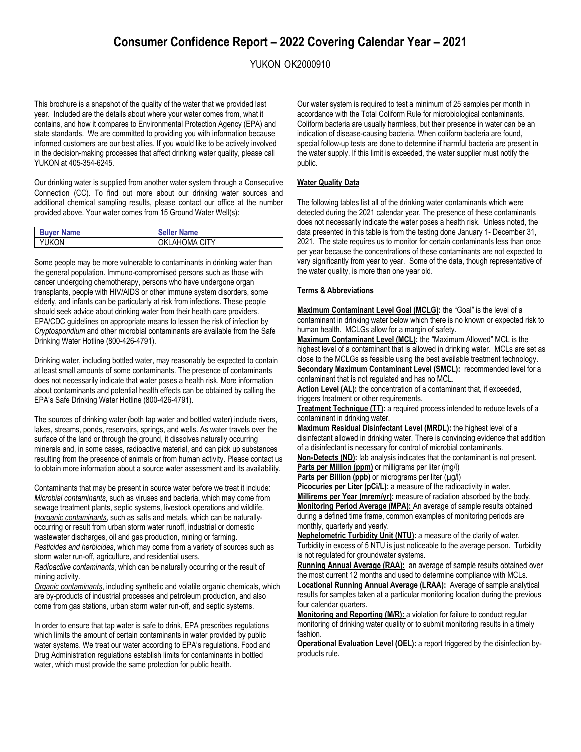# Consumer Confidence Report – 2022 Covering Calendar Year – 2021

YUKON OK2000910

This brochure is a snapshot of the quality of the water that we provided last year. Included are the details about where your water comes from, what it contains, and how it compares to Environmental Protection Agency (EPA) and state standards. We are committed to providing you with information because informed customers are our best allies. If you would like to be actively involved in the decision-making processes that affect drinking water quality, please call YUKON at 405-354-6245.

Our drinking water is supplied from another water system through a Consecutive Connection (CC). To find out more about our drinking water sources and additional chemical sampling results, please contact our office at the number provided above. Your water comes from 15 Ground Water Well(s):

| Buyer Name | Seller Name |
|---|---|
| YUKON | OKLAHOMA CITY |

Some people may be more vulnerable to contaminants in drinking water than the general population. Immuno-compromised persons such as those with cancer undergoing chemotherapy, persons who have undergone organ transplants, people with HIV/AIDS or other immune system disorders, some elderly, and infants can be particularly at risk from infections. These people should seek advice about drinking water from their health care providers. EPA/CDC guidelines on appropriate means to lessen the risk of infection by *Cryptosporidium* and other microbial contaminants are available from the Safe Drinking Water Hotline (800-426-4791).

Drinking water, including bottled water, may reasonably be expected to contain at least small amounts of some contaminants. The presence of contaminants does not necessarily indicate that water poses a health risk. More information about contaminants and potential health effects can be obtained by calling the EPA's Safe Drinking Water Hotline (800-426-4791).

The sources of drinking water (both tap water and bottled water) include rivers, lakes, streams, ponds, reservoirs, springs, and wells. As water travels over the surface of the land or through the ground, it dissolves naturally occurring minerals and, in some cases, radioactive material, and can pick up substances resulting from the presence of animals or from human activity. Please contact us to obtain more information about a source water assessment and its availability.

Contaminants that may be present in source water before we treat it include:
*Microbial contaminants*, such as viruses and bacteria, which may come from sewage treatment plants, septic systems, livestock operations and wildlife.
*Inorganic contaminants*, such as salts and metals, which can be naturally-occurring or result from urban storm water runoff, industrial or domestic wastewater discharges, oil and gas production, mining or farming.
*Pesticides and herbicides*, which may come from a variety of sources such as storm water run-off, agriculture, and residential users.
*Radioactive contaminants*, which can be naturally occurring or the result of mining activity.
*Organic contaminants*, including synthetic and volatile organic chemicals, which are by-products of industrial processes and petroleum production, and also come from gas stations, urban storm water run-off, and septic systems.

In order to ensure that tap water is safe to drink, EPA prescribes regulations which limits the amount of certain contaminants in water provided by public water systems. We treat our water according to EPA's regulations. Food and Drug Administration regulations establish limits for contaminants in bottled water, which must provide the same protection for public health.

Our water system is required to test a minimum of 25 samples per month in accordance with the Total Coliform Rule for microbiological contaminants. Coliform bacteria are usually harmless, but their presence in water can be an indication of disease-causing bacteria. When coliform bacteria are found, special follow-up tests are done to determine if harmful bacteria are present in the water supply. If this limit is exceeded, the water supplier must notify the public.

**Water Quality Data**

The following tables list all of the drinking water contaminants which were detected during the 2021 calendar year. The presence of these contaminants does not necessarily indicate the water poses a health risk. Unless noted, the data presented in this table is from the testing done January 1- December 31, 2021. The state requires us to monitor for certain contaminants less than once per year because the concentrations of these contaminants are not expected to vary significantly from year to year. Some of the data, though representative of the water quality, is more than one year old.

**Terms & Abbreviations**

**Maximum Contaminant Level Goal (MCLG):** the "Goal" is the level of a contaminant in drinking water below which there is no known or expected risk to human health. MCLGs allow for a margin of safety.
**Maximum Contaminant Level (MCL):** the "Maximum Allowed" MCL is the highest level of a contaminant that is allowed in drinking water. MCLs are set as close to the MCLGs as feasible using the best available treatment technology.
**Secondary Maximum Contaminant Level (SMCL):** recommended level for a contaminant that is not regulated and has no MCL.
**Action Level (AL):** the concentration of a contaminant that, if exceeded, triggers treatment or other requirements.
**Treatment Technique (TT):** a required process intended to reduce levels of a contaminant in drinking water.
**Maximum Residual Disinfectant Level (MRDL):** the highest level of a disinfectant allowed in drinking water. There is convincing evidence that addition of a disinfectant is necessary for control of microbial contaminants.
**Non-Detects (ND):** lab analysis indicates that the contaminant is not present.
**Parts per Million (ppm)** or milligrams per liter (mg/l)
**Parts per Billion (ppb)** or micrograms per liter (µg/l)
**Picocuries per Liter (pCi/L):** a measure of the radioactivity in water.
**Millirems per Year (mrem/yr):** measure of radiation absorbed by the body.
**Monitoring Period Average (MPA):** An average of sample results obtained during a defined time frame, common examples of monitoring periods are monthly, quarterly and yearly.
**Nephelometric Turbidity Unit (NTU):** a measure of the clarity of water. Turbidity in excess of 5 NTU is just noticeable to the average person. Turbidity is not regulated for groundwater systems.
**Running Annual Average (RAA):** an average of sample results obtained over the most current 12 months and used to determine compliance with MCLs.
**Locational Running Annual Average (LRAA):** Average of sample analytical results for samples taken at a particular monitoring location during the previous four calendar quarters.
**Monitoring and Reporting (M/R):** a violation for failure to conduct regular monitoring of drinking water quality or to submit monitoring results in a timely fashion.
**Operational Evaluation Level (OEL):** a report triggered by the disinfection by-products rule.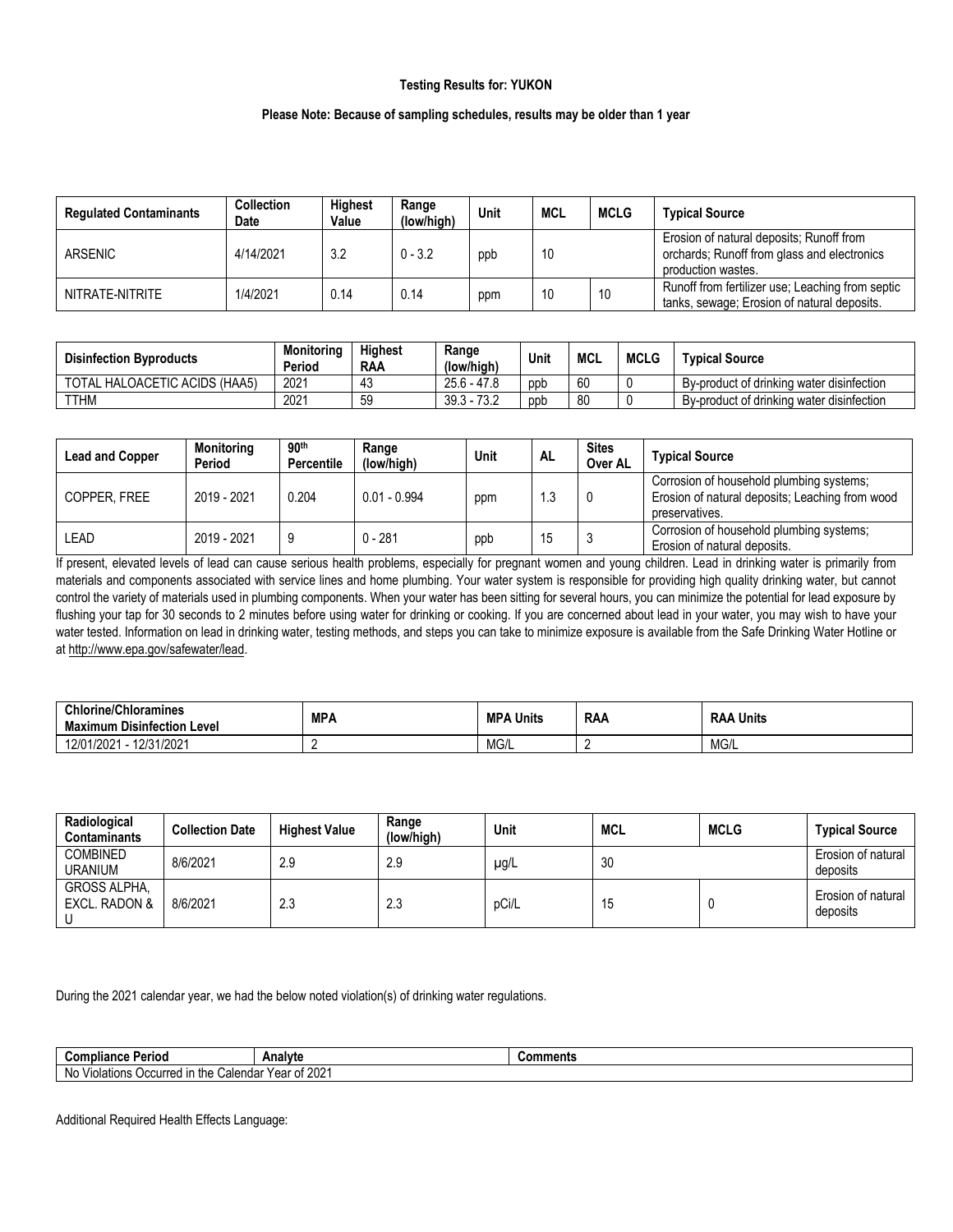**Testing Results for: YUKON**

**Please Note: Because of sampling schedules, results may be older than 1 year**

| Regulated Contaminants | Collection Date | Highest Value | Range (low/high) | Unit | MCL | MCLG | Typical Source |
|---|---|---|---|---|---|---|---|
| ARSENIC | 4/14/2021 | 3.2 | 0 - 3.2 | ppb | 10 | | Erosion of natural deposits; Runoff from orchards; Runoff from glass and electronics production wastes. |
| NITRATE-NITRITE | 1/4/2021 | 0.14 | 0.14 | ppm | 10 | 10 | Runoff from fertilizer use; Leaching from septic tanks, sewage; Erosion of natural deposits. |

| Disinfection Byproducts | Monitoring Period | Highest RAA | Range (low/high) | Unit | MCL | MCLG | Typical Source |
|---|---|---|---|---|---|---|---|
| TOTAL HALOACETIC ACIDS (HAA5) | 2021 | 43 | 25.6 - 47.8 | ppb | 60 | 0 | By-product of drinking water disinfection |
| TTHM | 2021 | 59 | 39.3 - 73.2 | ppb | 80 | 0 | By-product of drinking water disinfection |

| Lead and Copper | Monitoring Period | 90th Percentile | Range (low/high) | Unit | AL | Sites Over AL | Typical Source |
|---|---|---|---|---|---|---|---|
| COPPER, FREE | 2019 - 2021 | 0.204 | 0.01 - 0.994 | ppm | 1.3 | 0 | Corrosion of household plumbing systems; Erosion of natural deposits; Leaching from wood preservatives. |
| LEAD | 2019 - 2021 | 9 | 0 - 281 | ppb | 15 | 3 | Corrosion of household plumbing systems; Erosion of natural deposits. |

If present, elevated levels of lead can cause serious health problems, especially for pregnant women and young children. Lead in drinking water is primarily from materials and components associated with service lines and home plumbing. Your water system is responsible for providing high quality drinking water, but cannot control the variety of materials used in plumbing components. When your water has been sitting for several hours, you can minimize the potential for lead exposure by flushing your tap for 30 seconds to 2 minutes before using water for drinking or cooking. If you are concerned about lead in your water, you may wish to have your water tested. Information on lead in drinking water, testing methods, and steps you can take to minimize exposure is available from the Safe Drinking Water Hotline or at http://www.epa.gov/safewater/lead.

| Chlorine/Chloramines Maximum Disinfection Level | MPA | MPA Units | RAA | RAA Units |
|---|---|---|---|---|
| 12/01/2021 - 12/31/2021 | 2 | MG/L | 2 | MG/L |

| Radiological Contaminants | Collection Date | Highest Value | Range (low/high) | Unit | MCL | MCLG | Typical Source |
|---|---|---|---|---|---|---|---|
| COMBINED URANIUM | 8/6/2021 | 2.9 | 2.9 | µg/L | 30 | | Erosion of natural deposits |
| GROSS ALPHA, EXCL. RADON & U | 8/6/2021 | 2.3 | 2.3 | pCi/L | 15 | 0 | Erosion of natural deposits |

During the 2021 calendar year, we had the below noted violation(s) of drinking water regulations.

| Compliance Period | Analyte | Comments |
|---|---|---|
| No Violations Occurred in the Calendar Year of 2021 | | |

Additional Required Health Effects Language: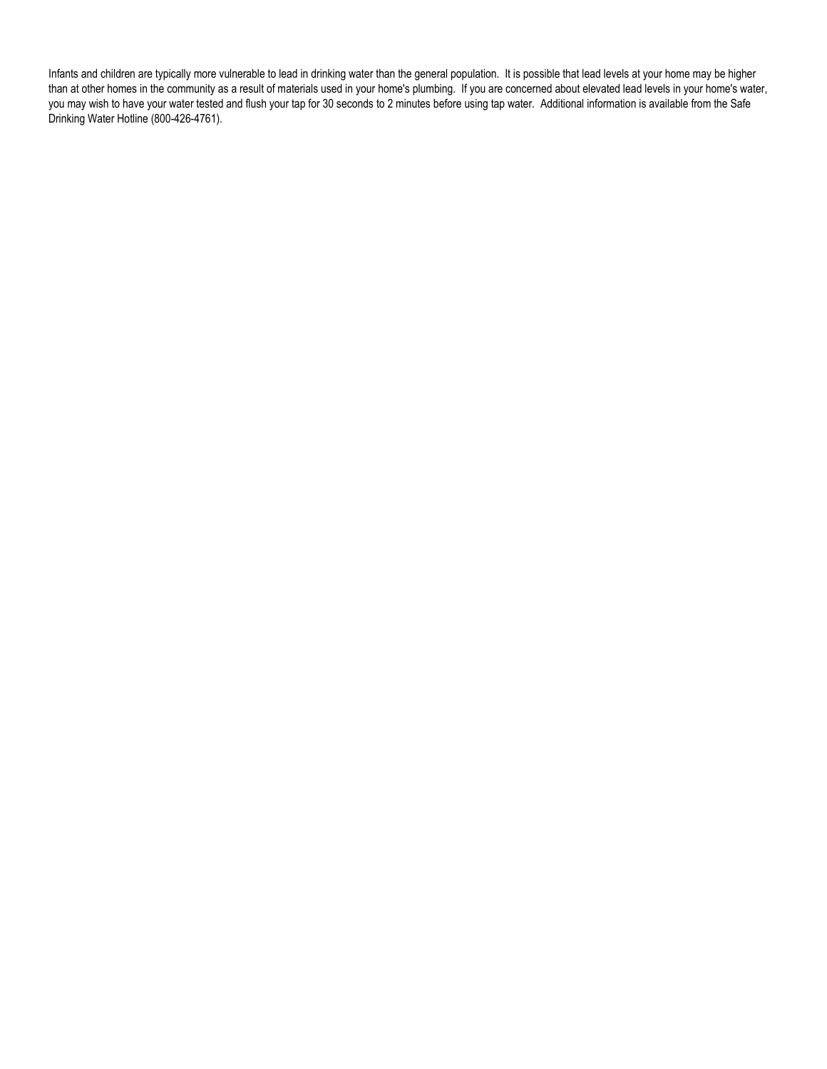Infants and children are typically more vulnerable to lead in drinking water than the general population. It is possible that lead levels at your home may be higher than at other homes in the community as a result of materials used in your home's plumbing. If you are concerned about elevated lead levels in your home's water, you may wish to have your water tested and flush your tap for 30 seconds to 2 minutes before using tap water. Additional information is available from the Safe Drinking Water Hotline (800-426-4761).